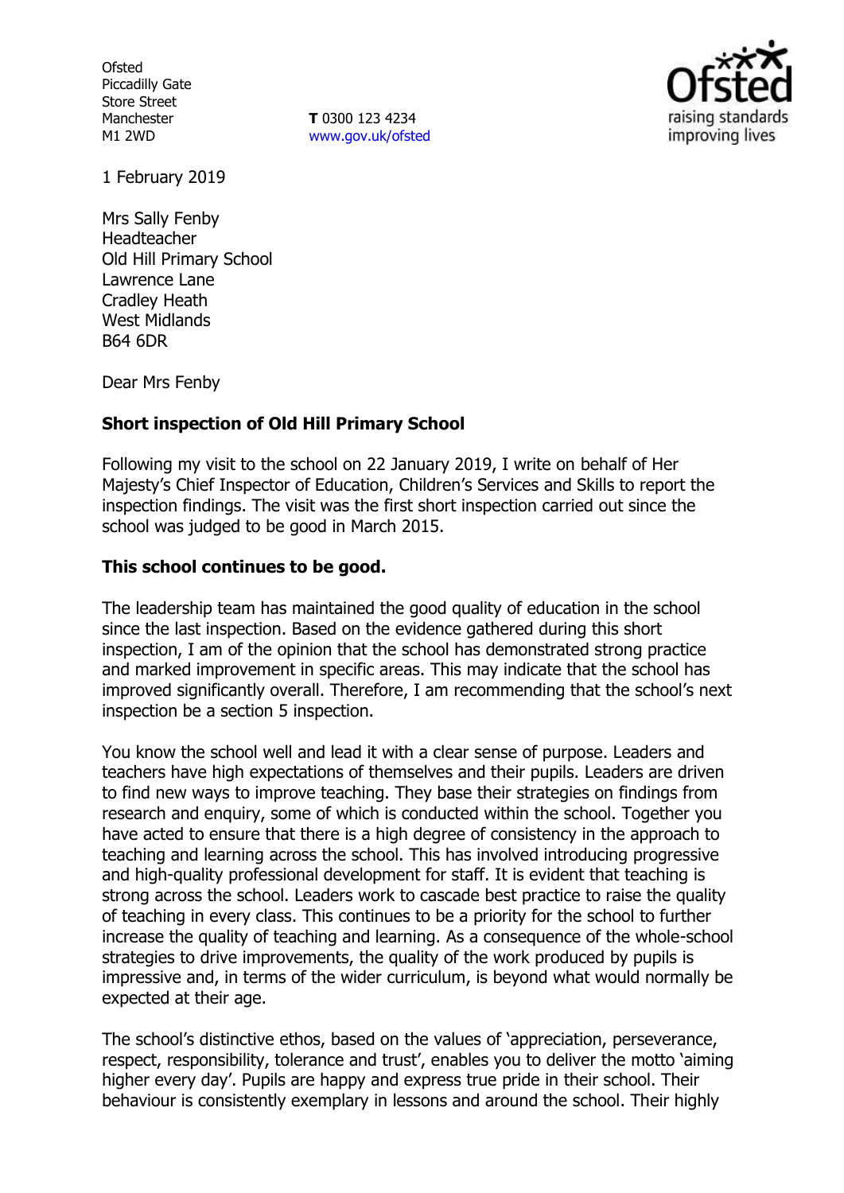Ofsted
Piccadilly Gate
Store Street
Manchester
M1 2WD

**T** 0300 123 4234
www.gov.uk/ofsted

1 February 2019

Mrs Sally Fenby
Headteacher
Old Hill Primary School
Lawrence Lane
Cradley Heath
West Midlands
B64 6DR

Dear Mrs Fenby

**Short inspection of Old Hill Primary School**

Following my visit to the school on 22 January 2019, I write on behalf of Her Majesty's Chief Inspector of Education, Children's Services and Skills to report the inspection findings. The visit was the first short inspection carried out since the school was judged to be good in March 2015.

**This school continues to be good.**

The leadership team has maintained the good quality of education in the school since the last inspection. Based on the evidence gathered during this short inspection, I am of the opinion that the school has demonstrated strong practice and marked improvement in specific areas. This may indicate that the school has improved significantly overall. Therefore, I am recommending that the school's next inspection be a section 5 inspection.

You know the school well and lead it with a clear sense of purpose. Leaders and teachers have high expectations of themselves and their pupils. Leaders are driven to find new ways to improve teaching. They base their strategies on findings from research and enquiry, some of which is conducted within the school. Together you have acted to ensure that there is a high degree of consistency in the approach to teaching and learning across the school. This has involved introducing progressive and high-quality professional development for staff. It is evident that teaching is strong across the school. Leaders work to cascade best practice to raise the quality of teaching in every class. This continues to be a priority for the school to further increase the quality of teaching and learning. As a consequence of the whole-school strategies to drive improvements, the quality of the work produced by pupils is impressive and, in terms of the wider curriculum, is beyond what would normally be expected at their age.

The school's distinctive ethos, based on the values of 'appreciation, perseverance, respect, responsibility, tolerance and trust', enables you to deliver the motto 'aiming higher every day'. Pupils are happy and express true pride in their school. Their behaviour is consistently exemplary in lessons and around the school. Their highly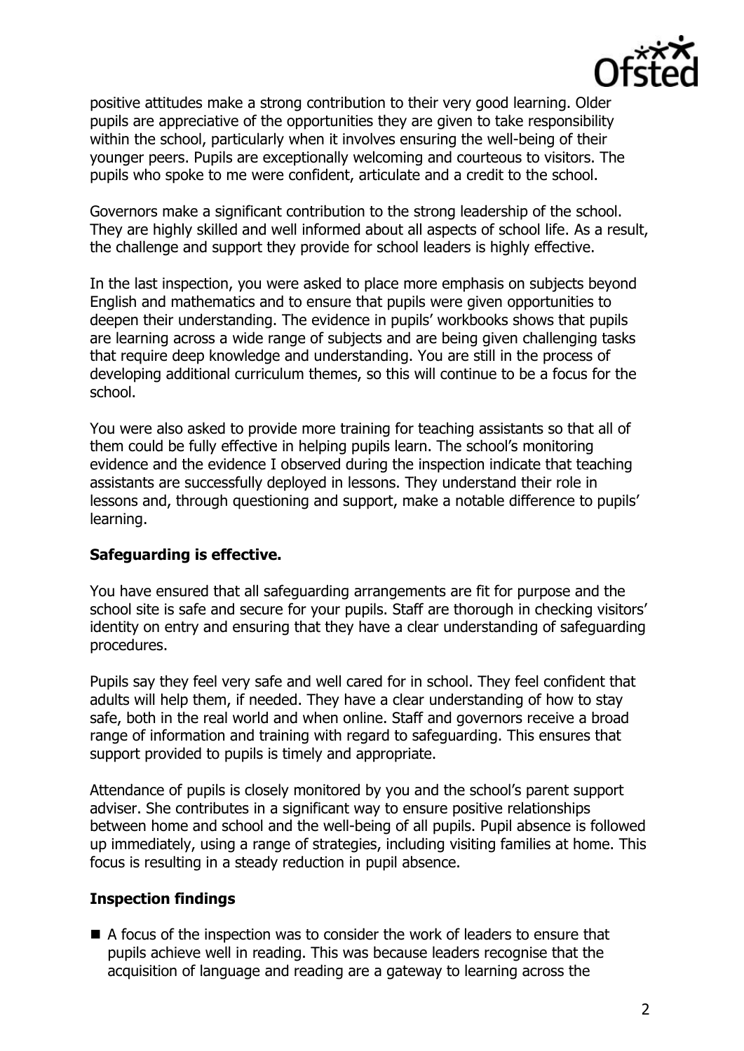positive attitudes make a strong contribution to their very good learning. Older pupils are appreciative of the opportunities they are given to take responsibility within the school, particularly when it involves ensuring the well-being of their younger peers. Pupils are exceptionally welcoming and courteous to visitors. The pupils who spoke to me were confident, articulate and a credit to the school.

Governors make a significant contribution to the strong leadership of the school. They are highly skilled and well informed about all aspects of school life. As a result, the challenge and support they provide for school leaders is highly effective.

In the last inspection, you were asked to place more emphasis on subjects beyond English and mathematics and to ensure that pupils were given opportunities to deepen their understanding. The evidence in pupils' workbooks shows that pupils are learning across a wide range of subjects and are being given challenging tasks that require deep knowledge and understanding. You are still in the process of developing additional curriculum themes, so this will continue to be a focus for the school.

You were also asked to provide more training for teaching assistants so that all of them could be fully effective in helping pupils learn. The school's monitoring evidence and the evidence I observed during the inspection indicate that teaching assistants are successfully deployed in lessons. They understand their role in lessons and, through questioning and support, make a notable difference to pupils' learning.

**Safeguarding is effective.**

You have ensured that all safeguarding arrangements are fit for purpose and the school site is safe and secure for your pupils. Staff are thorough in checking visitors' identity on entry and ensuring that they have a clear understanding of safeguarding procedures.

Pupils say they feel very safe and well cared for in school. They feel confident that adults will help them, if needed. They have a clear understanding of how to stay safe, both in the real world and when online. Staff and governors receive a broad range of information and training with regard to safeguarding. This ensures that support provided to pupils is timely and appropriate.

Attendance of pupils is closely monitored by you and the school's parent support adviser. She contributes in a significant way to ensure positive relationships between home and school and the well-being of all pupils. Pupil absence is followed up immediately, using a range of strategies, including visiting families at home. This focus is resulting in a steady reduction in pupil absence.

**Inspection findings**

- A focus of the inspection was to consider the work of leaders to ensure that pupils achieve well in reading. This was because leaders recognise that the acquisition of language and reading are a gateway to learning across the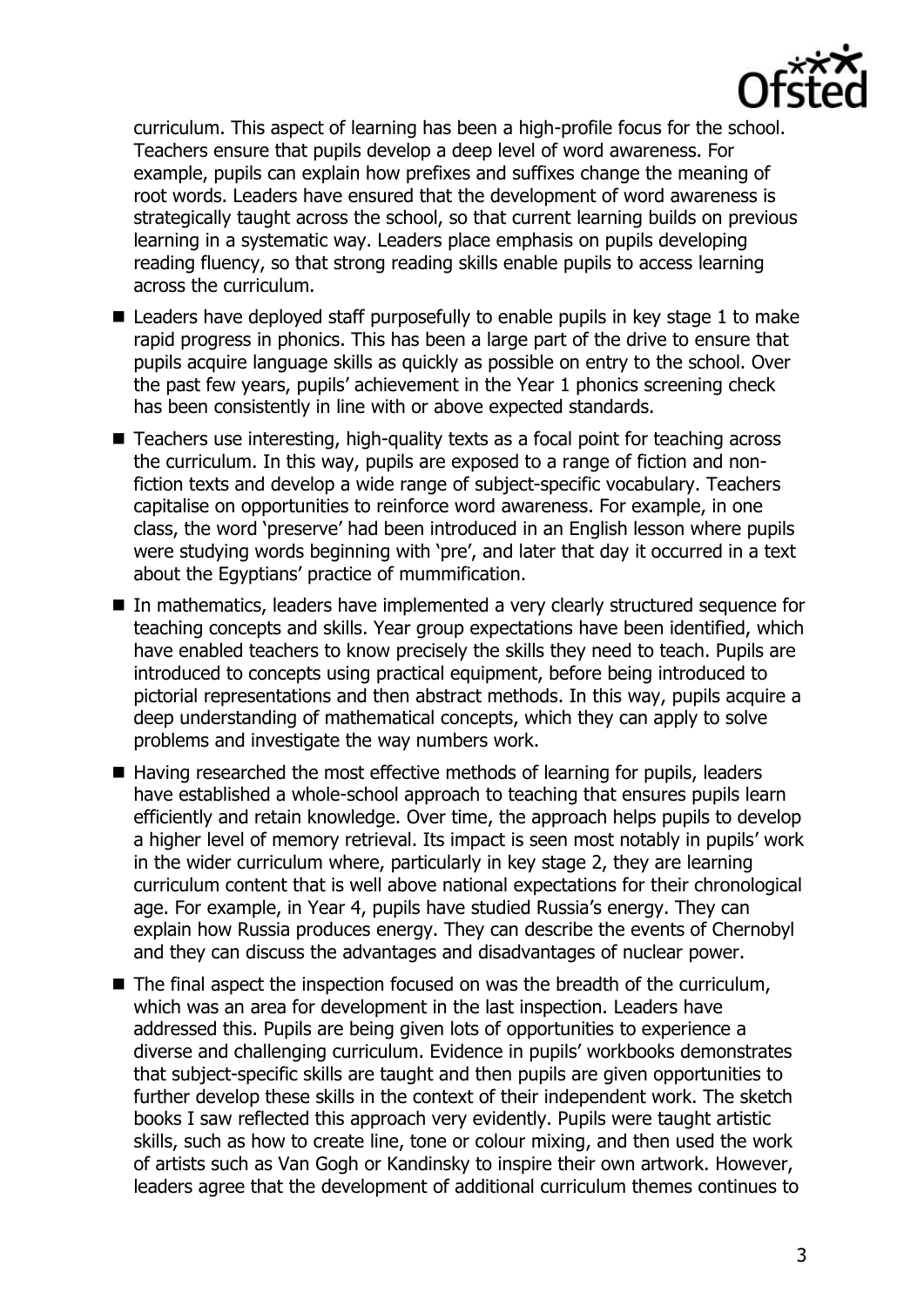curriculum. This aspect of learning has been a high-profile focus for the school. Teachers ensure that pupils develop a deep level of word awareness. For example, pupils can explain how prefixes and suffixes change the meaning of root words. Leaders have ensured that the development of word awareness is strategically taught across the school, so that current learning builds on previous learning in a systematic way. Leaders place emphasis on pupils developing reading fluency, so that strong reading skills enable pupils to access learning across the curriculum.

- Leaders have deployed staff purposefully to enable pupils in key stage 1 to make rapid progress in phonics. This has been a large part of the drive to ensure that pupils acquire language skills as quickly as possible on entry to the school. Over the past few years, pupils' achievement in the Year 1 phonics screening check has been consistently in line with or above expected standards.
- Teachers use interesting, high-quality texts as a focal point for teaching across the curriculum. In this way, pupils are exposed to a range of fiction and non-fiction texts and develop a wide range of subject-specific vocabulary. Teachers capitalise on opportunities to reinforce word awareness. For example, in one class, the word 'preserve' had been introduced in an English lesson where pupils were studying words beginning with 'pre', and later that day it occurred in a text about the Egyptians' practice of mummification.
- In mathematics, leaders have implemented a very clearly structured sequence for teaching concepts and skills. Year group expectations have been identified, which have enabled teachers to know precisely the skills they need to teach. Pupils are introduced to concepts using practical equipment, before being introduced to pictorial representations and then abstract methods. In this way, pupils acquire a deep understanding of mathematical concepts, which they can apply to solve problems and investigate the way numbers work.
- Having researched the most effective methods of learning for pupils, leaders have established a whole-school approach to teaching that ensures pupils learn efficiently and retain knowledge. Over time, the approach helps pupils to develop a higher level of memory retrieval. Its impact is seen most notably in pupils' work in the wider curriculum where, particularly in key stage 2, they are learning curriculum content that is well above national expectations for their chronological age. For example, in Year 4, pupils have studied Russia's energy. They can explain how Russia produces energy. They can describe the events of Chernobyl and they can discuss the advantages and disadvantages of nuclear power.
- The final aspect the inspection focused on was the breadth of the curriculum, which was an area for development in the last inspection. Leaders have addressed this. Pupils are being given lots of opportunities to experience a diverse and challenging curriculum. Evidence in pupils' workbooks demonstrates that subject-specific skills are taught and then pupils are given opportunities to further develop these skills in the context of their independent work. The sketch books I saw reflected this approach very evidently. Pupils were taught artistic skills, such as how to create line, tone or colour mixing, and then used the work of artists such as Van Gogh or Kandinsky to inspire their own artwork. However, leaders agree that the development of additional curriculum themes continues to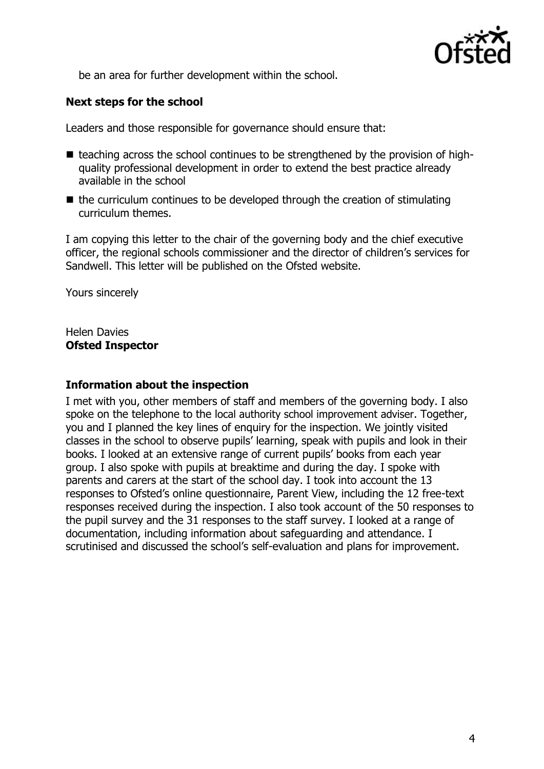be an area for further development within the school.

### Next steps for the school

Leaders and those responsible for governance should ensure that:

- teaching across the school continues to be strengthened by the provision of high-quality professional development in order to extend the best practice already available in the school
- the curriculum continues to be developed through the creation of stimulating curriculum themes.

I am copying this letter to the chair of the governing body and the chief executive officer, the regional schools commissioner and the director of children's services for Sandwell. This letter will be published on the Ofsted website.

Yours sincerely

Helen Davies
**Ofsted Inspector**

### Information about the inspection

I met with you, other members of staff and members of the governing body. I also spoke on the telephone to the local authority school improvement adviser. Together, you and I planned the key lines of enquiry for the inspection. We jointly visited classes in the school to observe pupils' learning, speak with pupils and look in their books. I looked at an extensive range of current pupils' books from each year group. I also spoke with pupils at breaktime and during the day. I spoke with parents and carers at the start of the school day. I took into account the 13 responses to Ofsted's online questionnaire, Parent View, including the 12 free-text responses received during the inspection. I also took account of the 50 responses to the pupil survey and the 31 responses to the staff survey. I looked at a range of documentation, including information about safeguarding and attendance. I scrutinised and discussed the school's self-evaluation and plans for improvement.